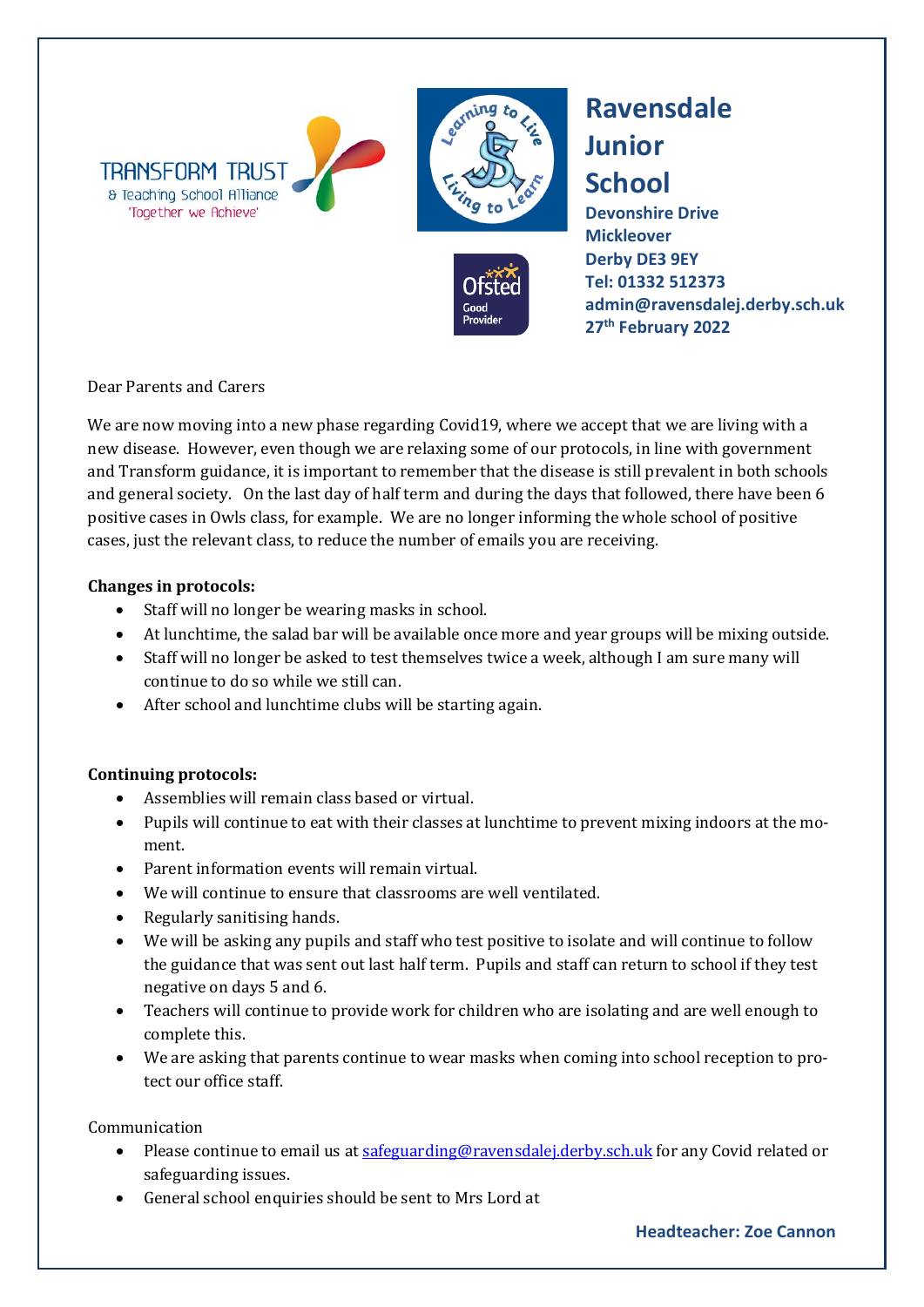TRANSFORM TRUST
& Teaching School Alliance
'Together we Achieve'

# Ravensdale Junior School

**Devonshire Drive**
**Mickleover**
**Derby DE3 9EY**
**Tel: 01332 512373**
**admin@ravensdalej.derby.sch.uk**
**27th February 2022**

Dear Parents and Carers

We are now moving into a new phase regarding Covid19, where we accept that we are living with a new disease. However, even though we are relaxing some of our protocols, in line with government and Transform guidance, it is important to remember that the disease is still prevalent in both schools and general society. On the last day of half term and during the days that followed, there have been 6 positive cases in Owls class, for example. We are no longer informing the whole school of positive cases, just the relevant class, to reduce the number of emails you are receiving.

**Changes in protocols:**

- Staff will no longer be wearing masks in school.
- At lunchtime, the salad bar will be available once more and year groups will be mixing outside.
- Staff will no longer be asked to test themselves twice a week, although I am sure many will continue to do so while we still can.
- After school and lunchtime clubs will be starting again.

**Continuing protocols:**

- Assemblies will remain class based or virtual.
- Pupils will continue to eat with their classes at lunchtime to prevent mixing indoors at the moment.
- Parent information events will remain virtual.
- We will continue to ensure that classrooms are well ventilated.
- Regularly sanitising hands.
- We will be asking any pupils and staff who test positive to isolate and will continue to follow the guidance that was sent out last half term. Pupils and staff can return to school if they test negative on days 5 and 6.
- Teachers will continue to provide work for children who are isolating and are well enough to complete this.
- We are asking that parents continue to wear masks when coming into school reception to protect our office staff.

Communication

- Please continue to email us at safeguarding@ravensdalej.derby.sch.uk for any Covid related or safeguarding issues.
- General school enquiries should be sent to Mrs Lord at

**Headteacher: Zoe Cannon**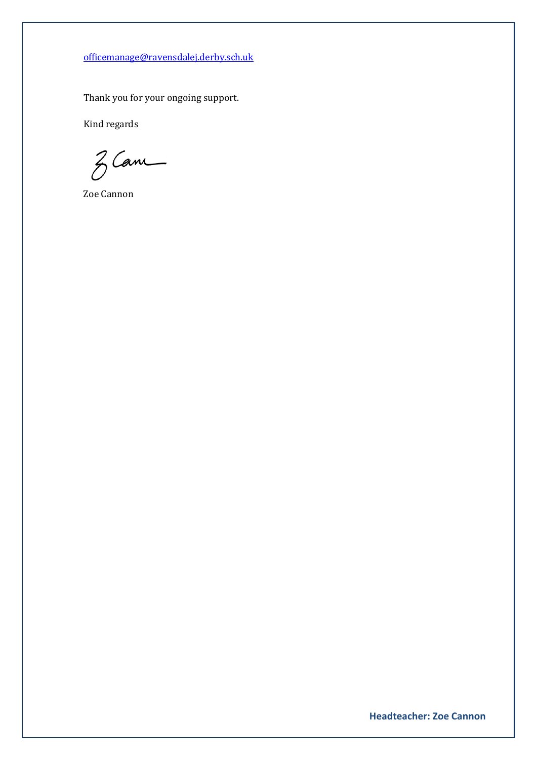officemanage@ravensdalej.derby.sch.uk

Thank you for your ongoing support.

Kind regards

Zoe Cannon

**Headteacher: Zoe Cannon**